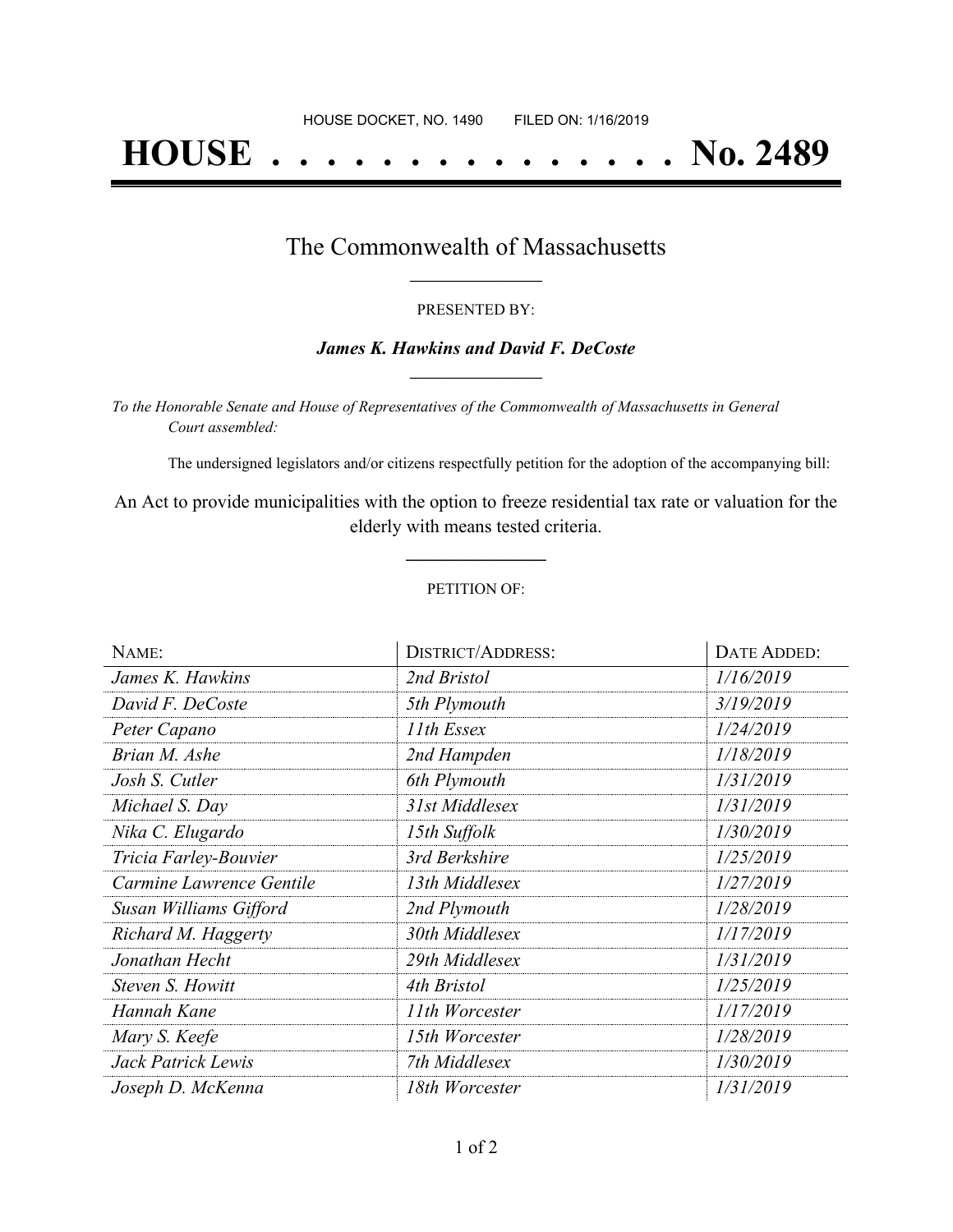HOUSE DOCKET, NO. 1490        FILED ON: 1/16/2019

# HOUSE . . . . . . . . . . . . . . . No. 2489

## The Commonwealth of Massachusetts

PRESENTED BY:

***James K. Hawkins and David F. DeCoste***

*To the Honorable Senate and House of Representatives of the Commonwealth of Massachusetts in General Court assembled:*

The undersigned legislators and/or citizens respectfully petition for the adoption of the accompanying bill:

An Act to provide municipalities with the option to freeze residential tax rate or valuation for the elderly with means tested criteria.

PETITION OF:

| NAME: | DISTRICT/ADDRESS: | DATE ADDED: |
|---|---|---|
| *James K. Hawkins* | *2nd Bristol* | *1/16/2019* |
| *David F. DeCoste* | *5th Plymouth* | *3/19/2019* |
| *Peter Capano* | *11th Essex* | *1/24/2019* |
| *Brian M. Ashe* | *2nd Hampden* | *1/18/2019* |
| *Josh S. Cutler* | *6th Plymouth* | *1/31/2019* |
| *Michael S. Day* | *31st Middlesex* | *1/31/2019* |
| *Nika C. Elugardo* | *15th Suffolk* | *1/30/2019* |
| *Tricia Farley-Bouvier* | *3rd Berkshire* | *1/25/2019* |
| *Carmine Lawrence Gentile* | *13th Middlesex* | *1/27/2019* |
| *Susan Williams Gifford* | *2nd Plymouth* | *1/28/2019* |
| *Richard M. Haggerty* | *30th Middlesex* | *1/17/2019* |
| *Jonathan Hecht* | *29th Middlesex* | *1/31/2019* |
| *Steven S. Howitt* | *4th Bristol* | *1/25/2019* |
| *Hannah Kane* | *11th Worcester* | *1/17/2019* |
| *Mary S. Keefe* | *15th Worcester* | *1/28/2019* |
| *Jack Patrick Lewis* | *7th Middlesex* | *1/30/2019* |
| *Joseph D. McKenna* | *18th Worcester* | *1/31/2019* |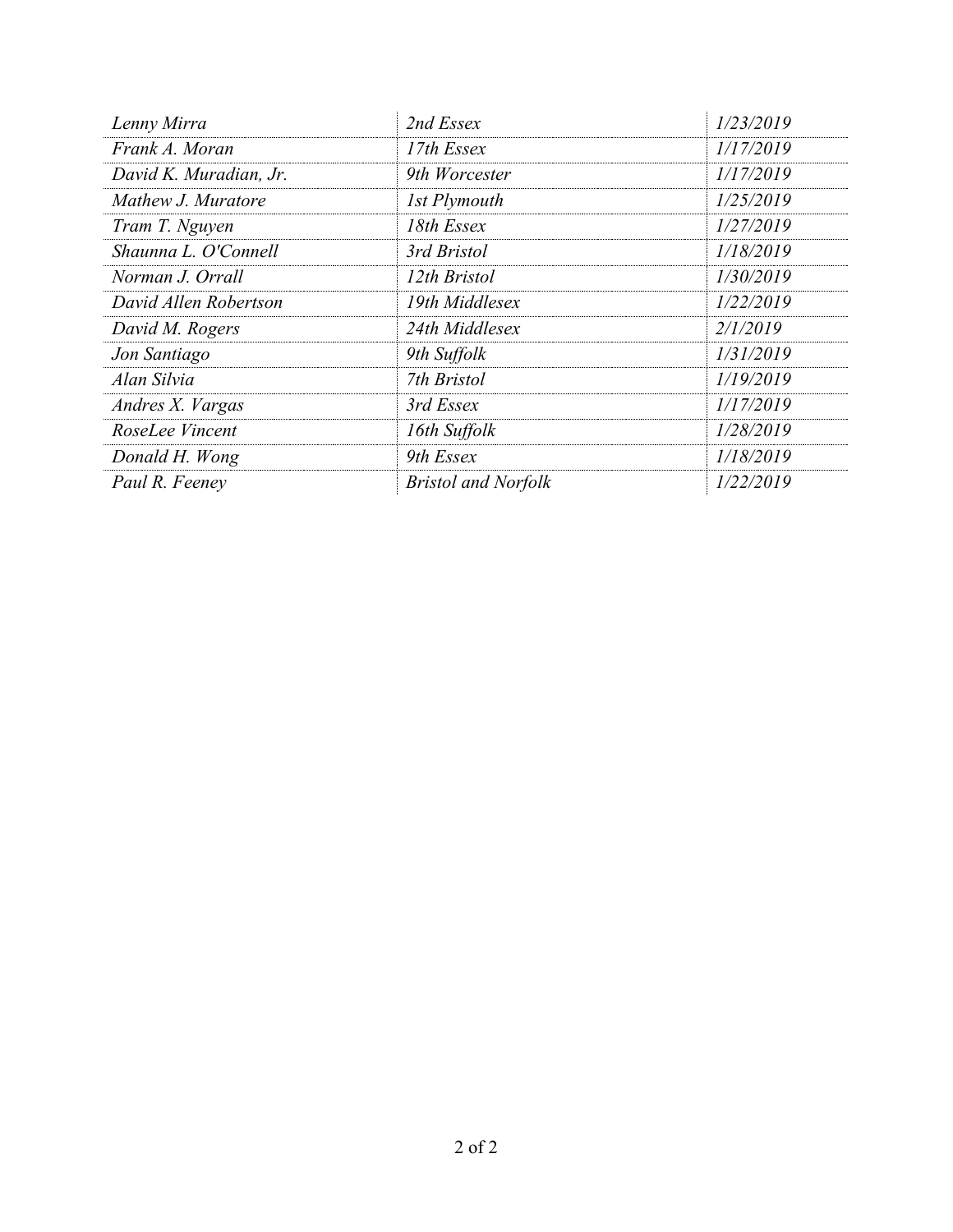| | | |
|---|---|---|
| *Lenny Mirra* | *2nd Essex* | *1/23/2019* |
| *Frank A. Moran* | *17th Essex* | *1/17/2019* |
| *David K. Muradian, Jr.* | *9th Worcester* | *1/17/2019* |
| *Mathew J. Muratore* | *1st Plymouth* | *1/25/2019* |
| *Tram T. Nguyen* | *18th Essex* | *1/27/2019* |
| *Shaunna L. O'Connell* | *3rd Bristol* | *1/18/2019* |
| *Norman J. Orrall* | *12th Bristol* | *1/30/2019* |
| *David Allen Robertson* | *19th Middlesex* | *1/22/2019* |
| *David M. Rogers* | *24th Middlesex* | *2/1/2019* |
| *Jon Santiago* | *9th Suffolk* | *1/31/2019* |
| *Alan Silvia* | *7th Bristol* | *1/19/2019* |
| *Andres X. Vargas* | *3rd Essex* | *1/17/2019* |
| *RoseLee Vincent* | *16th Suffolk* | *1/28/2019* |
| *Donald H. Wong* | *9th Essex* | *1/18/2019* |
| *Paul R. Feeney* | *Bristol and Norfolk* | *1/22/2019* |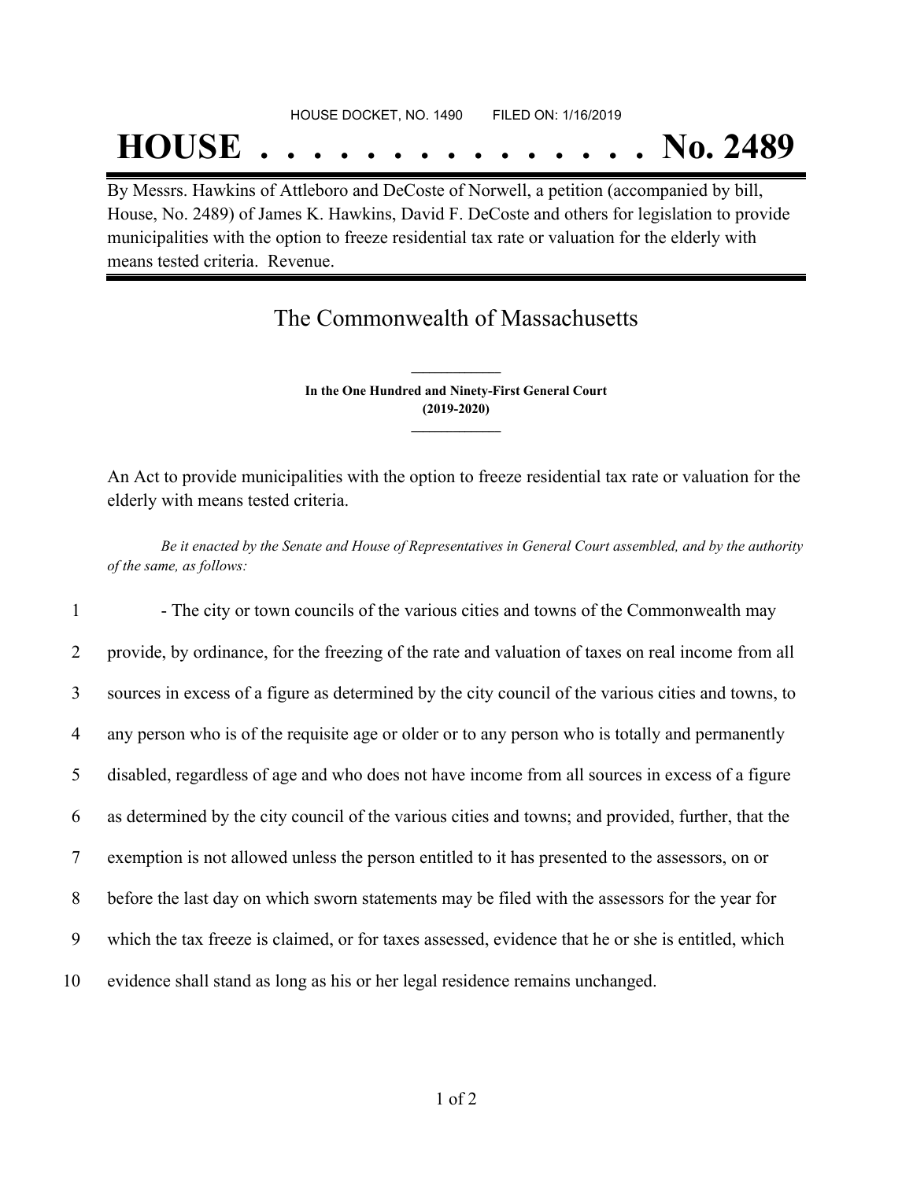HOUSE DOCKET, NO. 1490 FILED ON: 1/16/2019

# HOUSE . . . . . . . . . . . . . . . No. 2489

By Messrs. Hawkins of Attleboro and DeCoste of Norwell, a petition (accompanied by bill, House, No. 2489) of James K. Hawkins, David F. DeCoste and others for legislation to provide municipalities with the option to freeze residential tax rate or valuation for the elderly with means tested criteria. Revenue.

## The Commonwealth of Massachusetts

**In the One Hundred and Ninety-First General Court**
**(2019-2020)**

An Act to provide municipalities with the option to freeze residential tax rate or valuation for the elderly with means tested criteria.

*Be it enacted by the Senate and House of Representatives in General Court assembled, and by the authority of the same, as follows:*

1 - The city or town councils of the various cities and towns of the Commonwealth may
2 provide, by ordinance, for the freezing of the rate and valuation of taxes on real income from all
3 sources in excess of a figure as determined by the city council of the various cities and towns, to
4 any person who is of the requisite age or older or to any person who is totally and permanently
5 disabled, regardless of age and who does not have income from all sources in excess of a figure
6 as determined by the city council of the various cities and towns; and provided, further, that the
7 exemption is not allowed unless the person entitled to it has presented to the assessors, on or
8 before the last day on which sworn statements may be filed with the assessors for the year for
9 which the tax freeze is claimed, or for taxes assessed, evidence that he or she is entitled, which
10 evidence shall stand as long as his or her legal residence remains unchanged.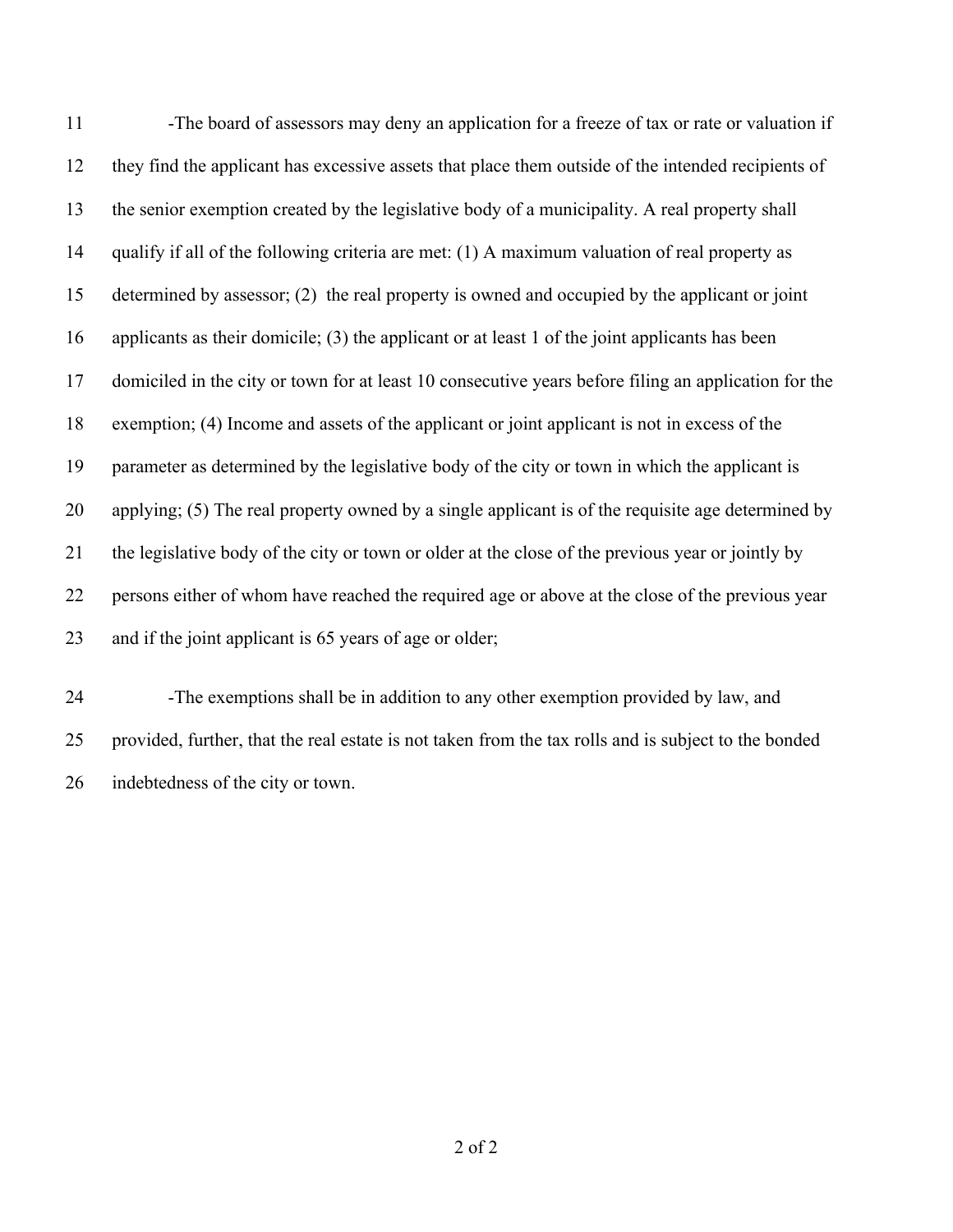-The board of assessors may deny an application for a freeze of tax or rate or valuation if they find the applicant has excessive assets that place them outside of the intended recipients of the senior exemption created by the legislative body of a municipality. A real property shall qualify if all of the following criteria are met: (1) A maximum valuation of real property as determined by assessor; (2) the real property is owned and occupied by the applicant or joint applicants as their domicile; (3) the applicant or at least 1 of the joint applicants has been domiciled in the city or town for at least 10 consecutive years before filing an application for the exemption; (4) Income and assets of the applicant or joint applicant is not in excess of the parameter as determined by the legislative body of the city or town in which the applicant is applying; (5) The real property owned by a single applicant is of the requisite age determined by the legislative body of the city or town or older at the close of the previous year or jointly by persons either of whom have reached the required age or above at the close of the previous year and if the joint applicant is 65 years of age or older;

-The exemptions shall be in addition to any other exemption provided by law, and provided, further, that the real estate is not taken from the tax rolls and is subject to the bonded indebtedness of the city or town.